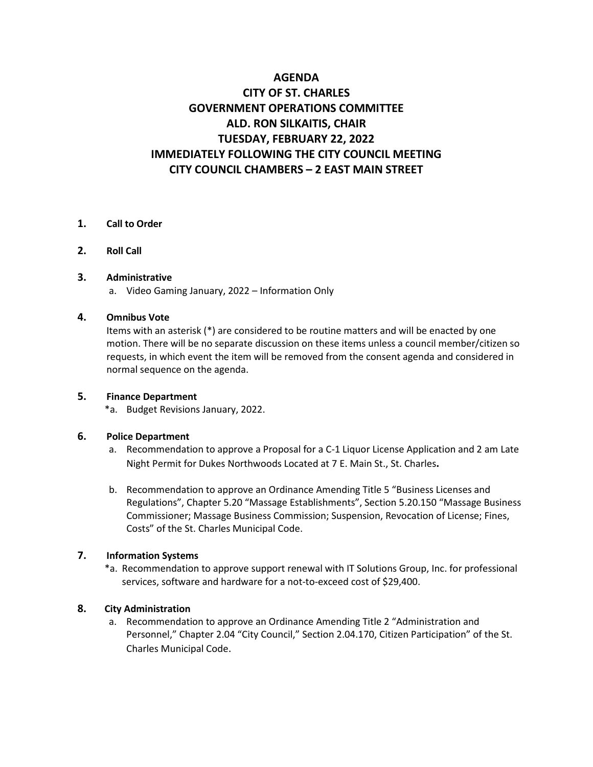# AGENDA
# CITY OF ST. CHARLES
# GOVERNMENT OPERATIONS COMMITTEE
# ALD. RON SILKAITIS, CHAIR
# TUESDAY, FEBRUARY 22, 2022
# IMMEDIATELY FOLLOWING THE CITY COUNCIL MEETING
# CITY COUNCIL CHAMBERS – 2 EAST MAIN STREET

**1. Call to Order**

**2. Roll Call**

**3. Administrative**

a. Video Gaming January, 2022 – Information Only

**4. Omnibus Vote**

Items with an asterisk (*) are considered to be routine matters and will be enacted by one motion. There will be no separate discussion on these items unless a council member/citizen so requests, in which event the item will be removed from the consent agenda and considered in normal sequence on the agenda.

**5. Finance Department**

*a. Budget Revisions January, 2022.

**6. Police Department**

a. Recommendation to approve a Proposal for a C-1 Liquor License Application and 2 am Late Night Permit for Dukes Northwoods Located at 7 E. Main St., St. Charles**.**

b. Recommendation to approve an Ordinance Amending Title 5 "Business Licenses and Regulations", Chapter 5.20 "Massage Establishments", Section 5.20.150 "Massage Business Commissioner; Massage Business Commission; Suspension, Revocation of License; Fines, Costs" of the St. Charles Municipal Code.

**7. Information Systems**

*a. Recommendation to approve support renewal with IT Solutions Group, Inc. for professional services, software and hardware for a not-to-exceed cost of $29,400.

**8. City Administration**

a. Recommendation to approve an Ordinance Amending Title 2 "Administration and Personnel," Chapter 2.04 "City Council," Section 2.04.170, Citizen Participation" of the St. Charles Municipal Code.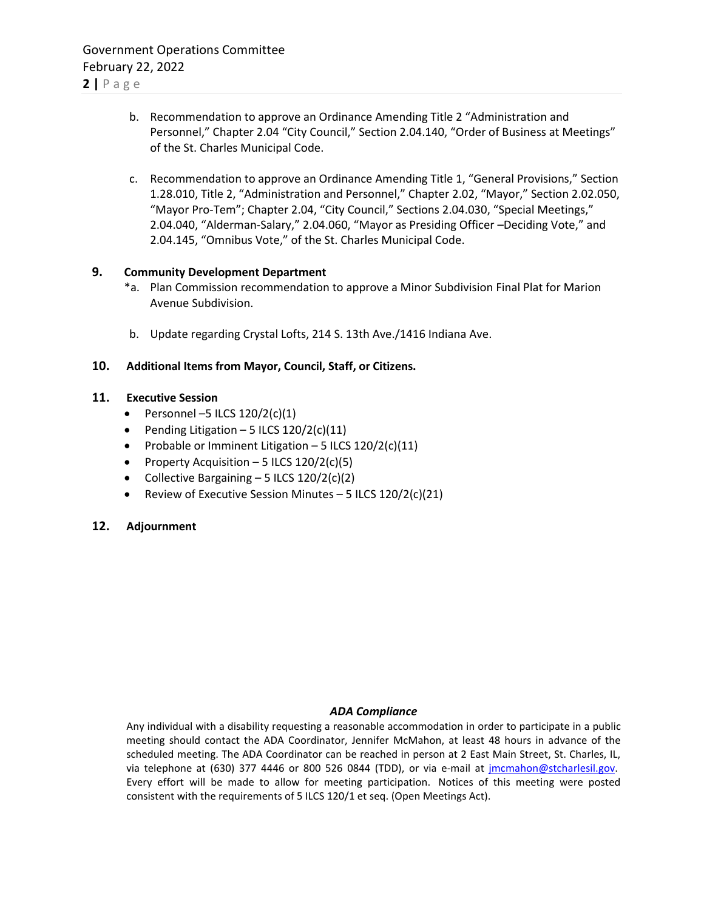b. Recommendation to approve an Ordinance Amending Title 2 "Administration and Personnel," Chapter 2.04 "City Council," Section 2.04.140, "Order of Business at Meetings" of the St. Charles Municipal Code.

c. Recommendation to approve an Ordinance Amending Title 1, "General Provisions," Section 1.28.010, Title 2, "Administration and Personnel," Chapter 2.02, "Mayor," Section 2.02.050, "Mayor Pro-Tem"; Chapter 2.04, "City Council," Sections 2.04.030, "Special Meetings," 2.04.040, "Alderman-Salary," 2.04.060, "Mayor as Presiding Officer –Deciding Vote," and 2.04.145, "Omnibus Vote," of the St. Charles Municipal Code.

**9. Community Development Department**

*a. Plan Commission recommendation to approve a Minor Subdivision Final Plat for Marion Avenue Subdivision.

b. Update regarding Crystal Lofts, 214 S. 13th Ave./1416 Indiana Ave.

**10. Additional Items from Mayor, Council, Staff, or Citizens.**

**11. Executive Session**

- Personnel –5 ILCS 120/2(c)(1)
- Pending Litigation – 5 ILCS 120/2(c)(11)
- Probable or Imminent Litigation – 5 ILCS 120/2(c)(11)
- Property Acquisition – 5 ILCS 120/2(c)(5)
- Collective Bargaining – 5 ILCS 120/2(c)(2)
- Review of Executive Session Minutes – 5 ILCS 120/2(c)(21)

**12. Adjournment**

***ADA Compliance***

Any individual with a disability requesting a reasonable accommodation in order to participate in a public meeting should contact the ADA Coordinator, Jennifer McMahon, at least 48 hours in advance of the scheduled meeting. The ADA Coordinator can be reached in person at 2 East Main Street, St. Charles, IL, via telephone at (630) 377 4446 or 800 526 0844 (TDD), or via e-mail at jmcmahon@stcharlesil.gov. Every effort will be made to allow for meeting participation. Notices of this meeting were posted consistent with the requirements of 5 ILCS 120/1 et seq. (Open Meetings Act).